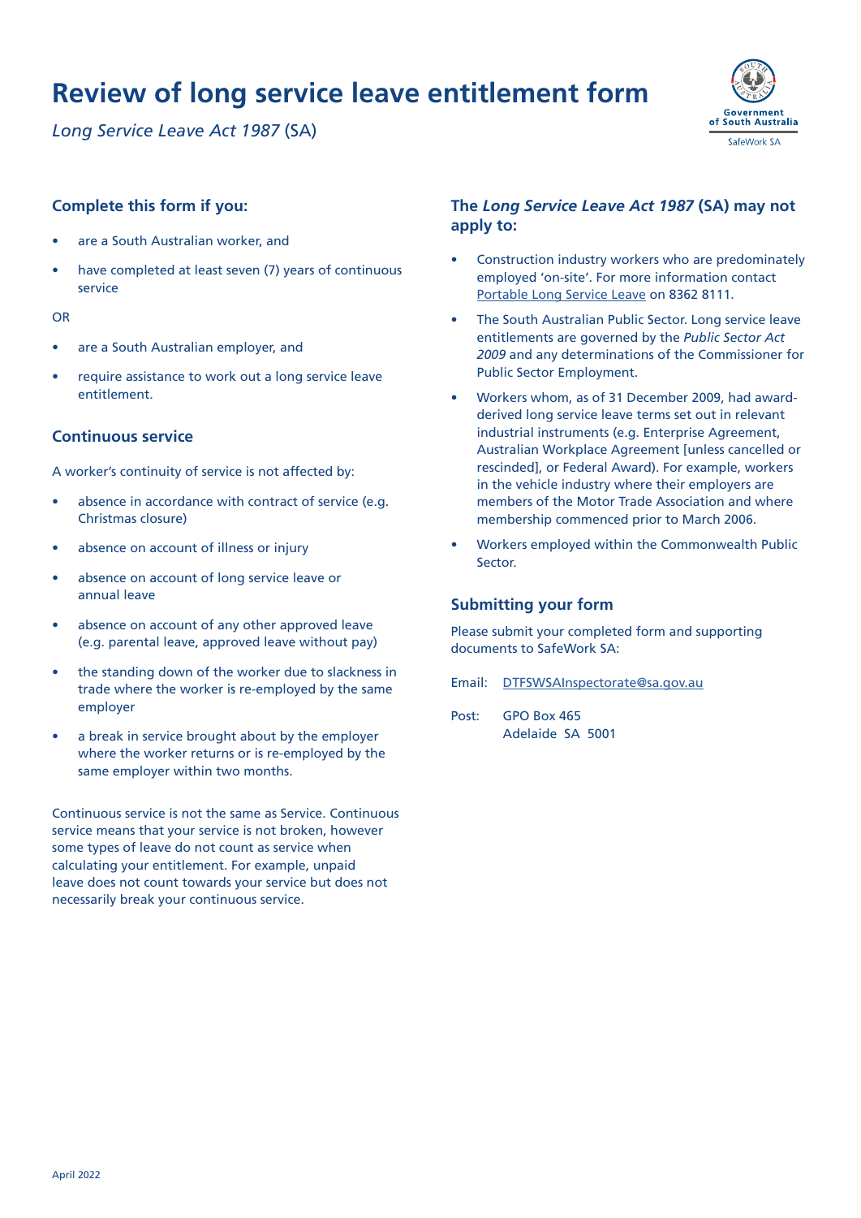# Review of long service leave entitlement form

*Long Service Leave Act 1987* (SA)

Government of South Australia
SafeWork SA

## Complete this form if you:

- are a South Australian worker, and
- have completed at least seven (7) years of continuous service

OR

- are a South Australian employer, and
- require assistance to work out a long service leave entitlement.

## Continuous service

A worker's continuity of service is not affected by:

- absence in accordance with contract of service (e.g. Christmas closure)
- absence on account of illness or injury
- absence on account of long service leave or annual leave
- absence on account of any other approved leave (e.g. parental leave, approved leave without pay)
- the standing down of the worker due to slackness in trade where the worker is re-employed by the same employer
- a break in service brought about by the employer where the worker returns or is re-employed by the same employer within two months.

Continuous service is not the same as Service. Continuous service means that your service is not broken, however some types of leave do not count as service when calculating your entitlement. For example, unpaid leave does not count towards your service but does not necessarily break your continuous service.

## The *Long Service Leave Act 1987* (SA) may not apply to:

- Construction industry workers who are predominately employed 'on-site'. For more information contact Portable Long Service Leave on 8362 8111.
- The South Australian Public Sector. Long service leave entitlements are governed by the *Public Sector Act 2009* and any determinations of the Commissioner for Public Sector Employment.
- Workers whom, as of 31 December 2009, had award-derived long service leave terms set out in relevant industrial instruments (e.g. Enterprise Agreement, Australian Workplace Agreement [unless cancelled or rescinded], or Federal Award). For example, workers in the vehicle industry where their employers are members of the Motor Trade Association and where membership commenced prior to March 2006.
- Workers employed within the Commonwealth Public Sector.

## Submitting your form

Please submit your completed form and supporting documents to SafeWork SA:

Email: DTFSWSAInspectorate@sa.gov.au

Post: GPO Box 465
Adelaide SA 5001

April 2022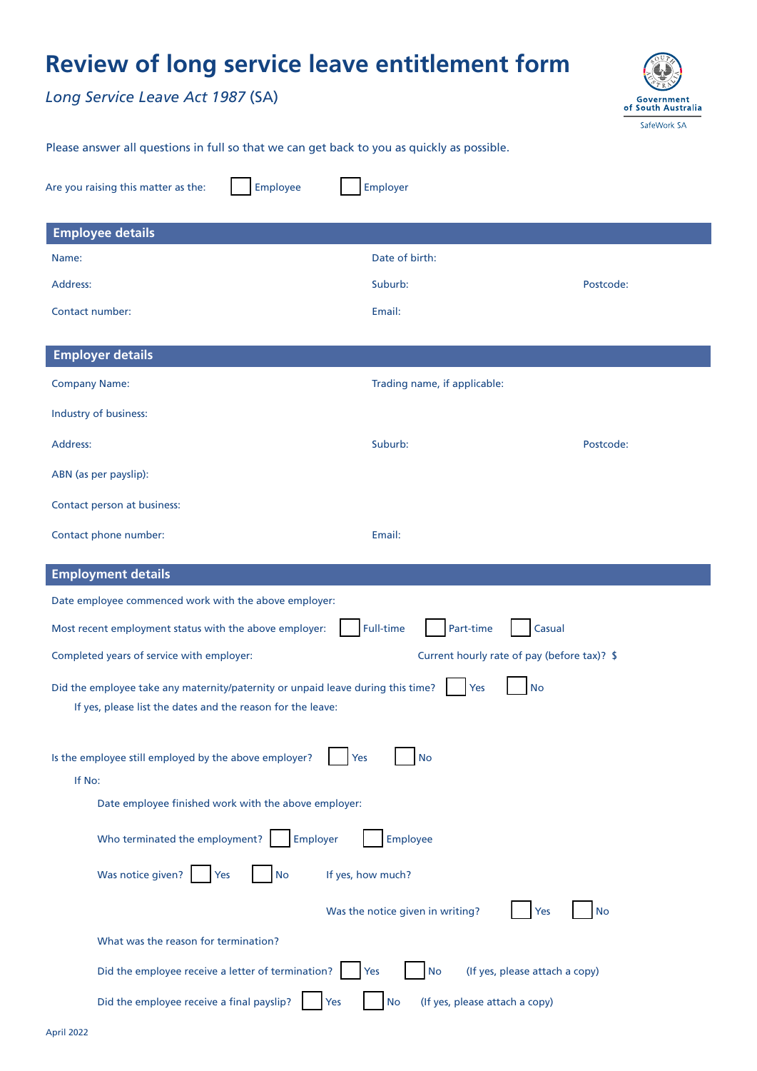# Review of long service leave entitlement form

*Long Service Leave Act 1987* (SA)

Government of South Australia
SafeWork SA

Please answer all questions in full so that we can get back to you as quickly as possible.

Are you raising this matter as the: ☐ Employee ☐ Employer

## Employee details

Name:

Date of birth:

Address:

Suburb:

Postcode:

Contact number:

Email:

## Employer details

Company Name:

Trading name, if applicable:

Industry of business:

Address:

Suburb:

Postcode:

ABN (as per payslip):

Contact person at business:

Contact phone number:

Email:

## Employment details

Date employee commenced work with the above employer:

Most recent employment status with the above employer: ☐ Full-time ☐ Part-time ☐ Casual

Completed years of service with employer:

Current hourly rate of pay (before tax)? $

Did the employee take any maternity/paternity or unpaid leave during this time? ☐ Yes ☐ No

If yes, please list the dates and the reason for the leave:

Is the employee still employed by the above employer? ☐ Yes ☐ No

If No:

Date employee finished work with the above employer:

Who terminated the employment? ☐ Employer ☐ Employee

Was notice given? ☐ Yes ☐ No

If yes, how much?

Was the notice given in writing? ☐ Yes ☐ No

What was the reason for termination?

Did the employee receive a letter of termination? ☐ Yes ☐ No (If yes, please attach a copy)

Did the employee receive a final payslip? ☐ Yes ☐ No (If yes, please attach a copy)

April 2022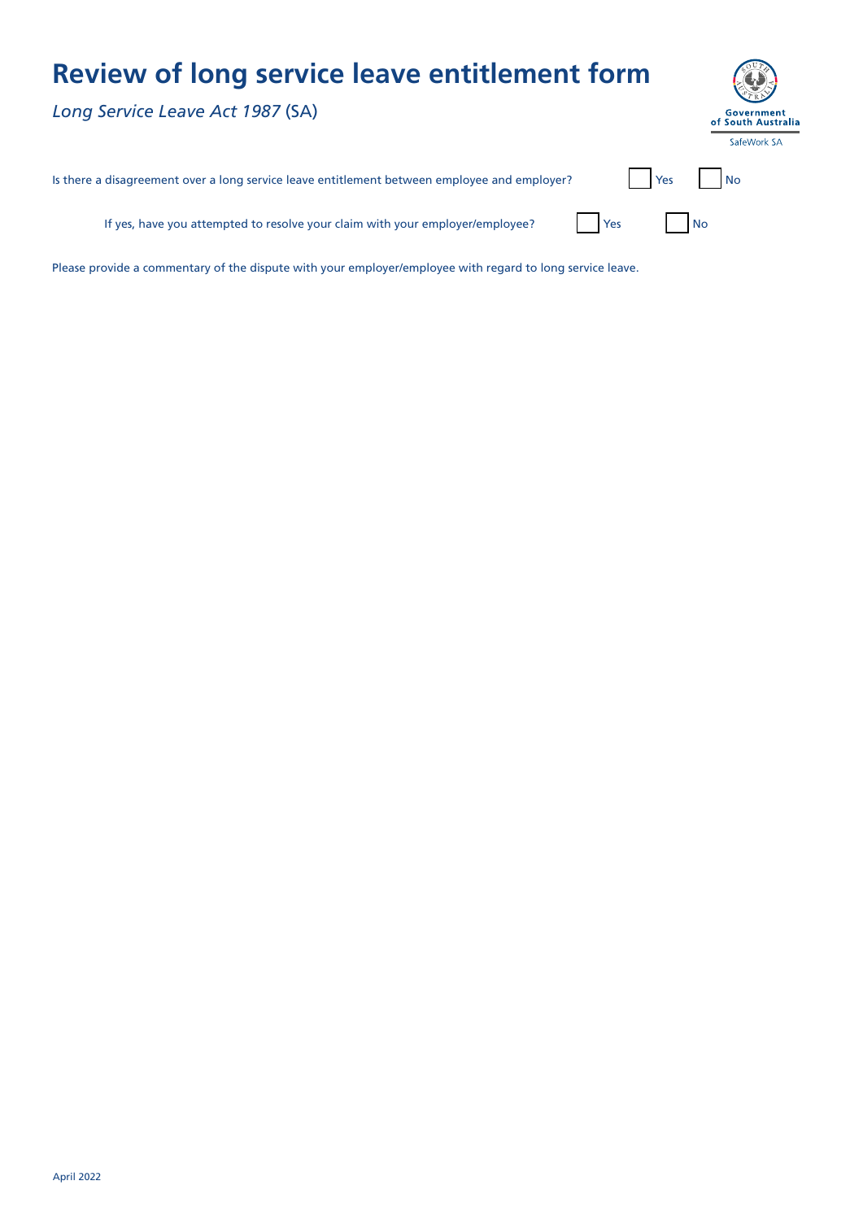# Review of long service leave entitlement form

*Long Service Leave Act 1987* (SA)

Is there a disagreement over a long service leave entitlement between employee and employer? ☐ Yes ☐ No

If yes, have you attempted to resolve your claim with your employer/employee? ☐ Yes ☐ No

Please provide a commentary of the dispute with your employer/employee with regard to long service leave.

April 2022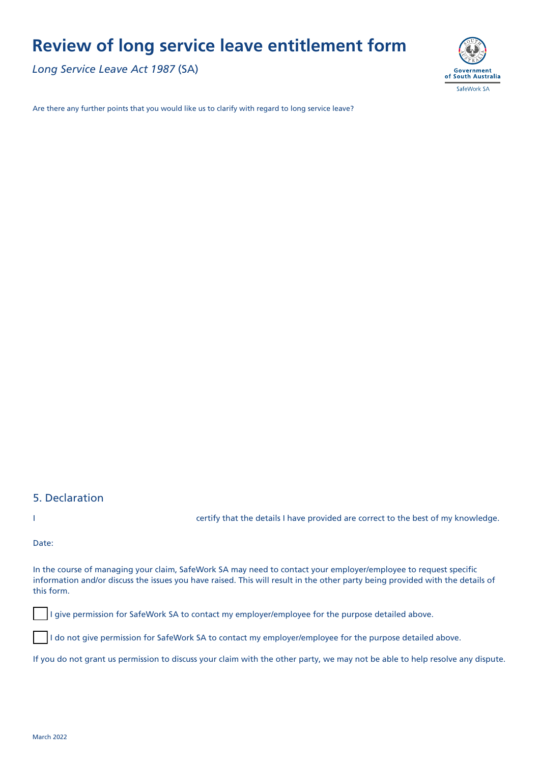# Review of long service leave entitlement form

*Long Service Leave Act 1987* (SA)

Are there any further points that you would like us to clarify with regard to long service leave?

## 5. Declaration

I                                        certify that the details I have provided are correct to the best of my knowledge.

Date:

In the course of managing your claim, SafeWork SA may need to contact your employer/employee to request specific information and/or discuss the issues you have raised. This will result in the other party being provided with the details of this form.

☐ I give permission for SafeWork SA to contact my employer/employee for the purpose detailed above.

☐ I do not give permission for SafeWork SA to contact my employer/employee for the purpose detailed above.

If you do not grant us permission to discuss your claim with the other party, we may not be able to help resolve any dispute.

March 2022